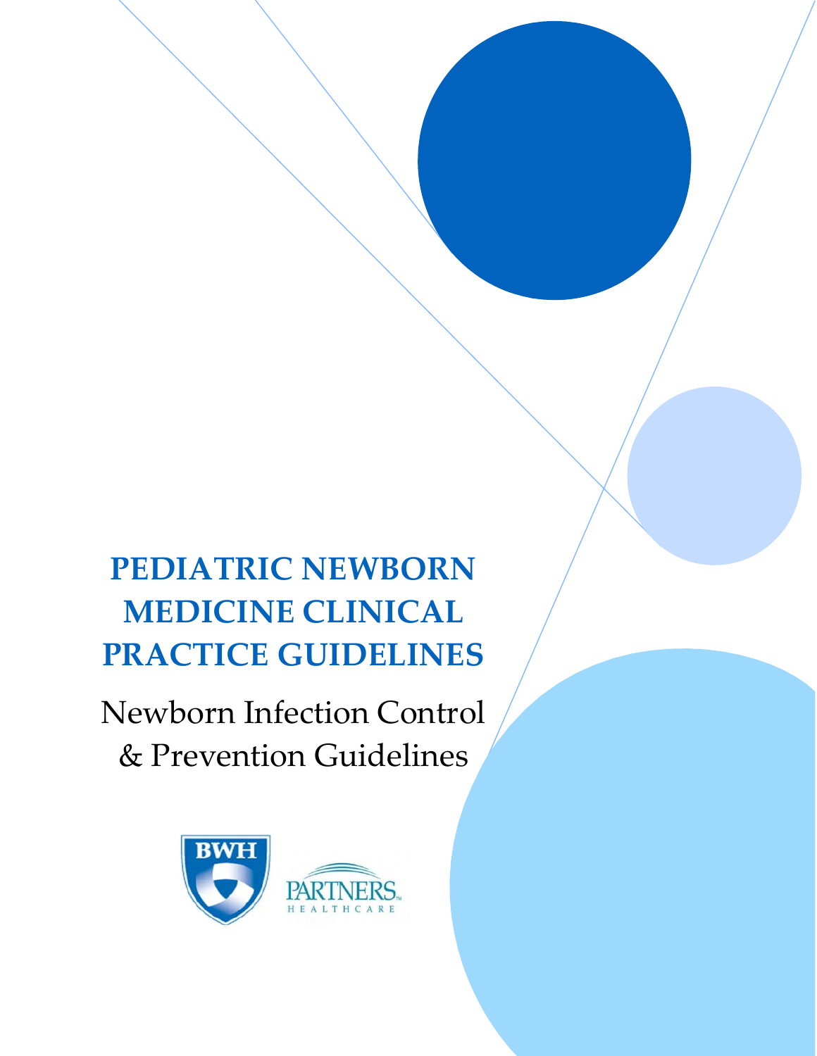# PEDIATRIC NEWBORN MEDICINE CLINICAL PRACTICE GUIDELINES

## Newborn Infection Control & Prevention Guidelines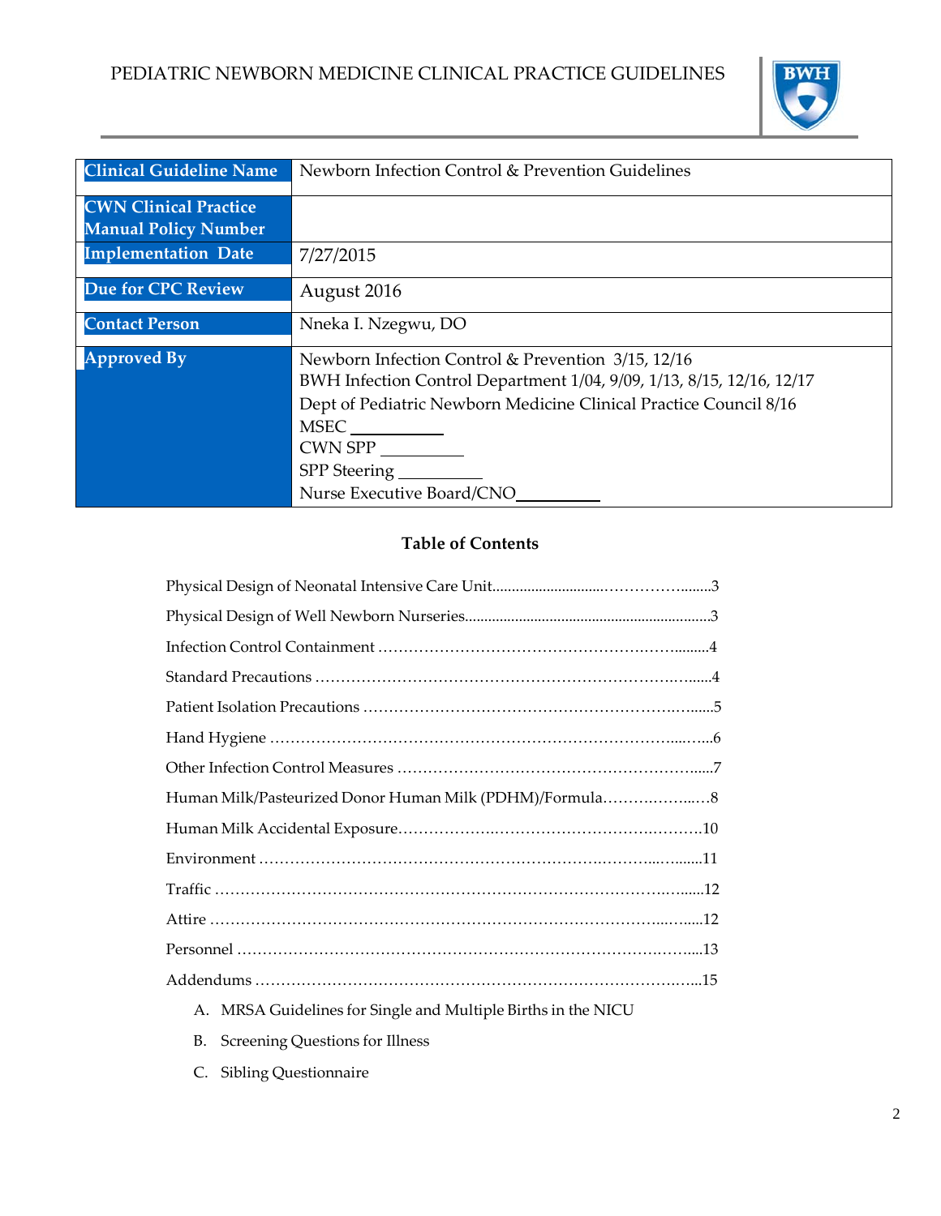| Clinical Guideline Name | Newborn Infection Control & Prevention Guidelines |
|---|---|
| CWN Clinical Practice Manual Policy Number | |
| Implementation Date | 7/27/2015 |
| Due for CPC Review | August 2016 |
| Contact Person | Nneka I. Nzegwu, DO |
| Approved By | Newborn Infection Control & Prevention 3/15, 12/16<br>BWH Infection Control Department 1/04, 9/09, 1/13, 8/15, 12/16, 12/17<br>Dept of Pediatric Newborn Medicine Clinical Practice Council 8/16<br>MSEC \_\_\_\_\_\_\_\_\_\_<br>CWN SPP \_\_\_\_\_\_\_\_\_\_<br>SPP Steering \_\_\_\_\_\_\_\_\_\_<br>Nurse Executive Board/CNO\_\_\_\_\_\_\_\_\_\_ |

## Table of Contents

Physical Design of Neonatal Intensive Care Unit....................3

Physical Design of Well Newborn Nurseries....................3

Infection Control Containment....................4

Standard Precautions....................4

Patient Isolation Precautions....................5

Hand Hygiene....................6

Other Infection Control Measures....................7

Human Milk/Pasteurized Donor Human Milk (PDHM)/Formula....................8

Human Milk Accidental Exposure....................10

Environment....................11

Traffic....................12

Attire....................12

Personnel....................13

Addendums....................15

A. MRSA Guidelines for Single and Multiple Births in the NICU
B. Screening Questions for Illness
C. Sibling Questionnaire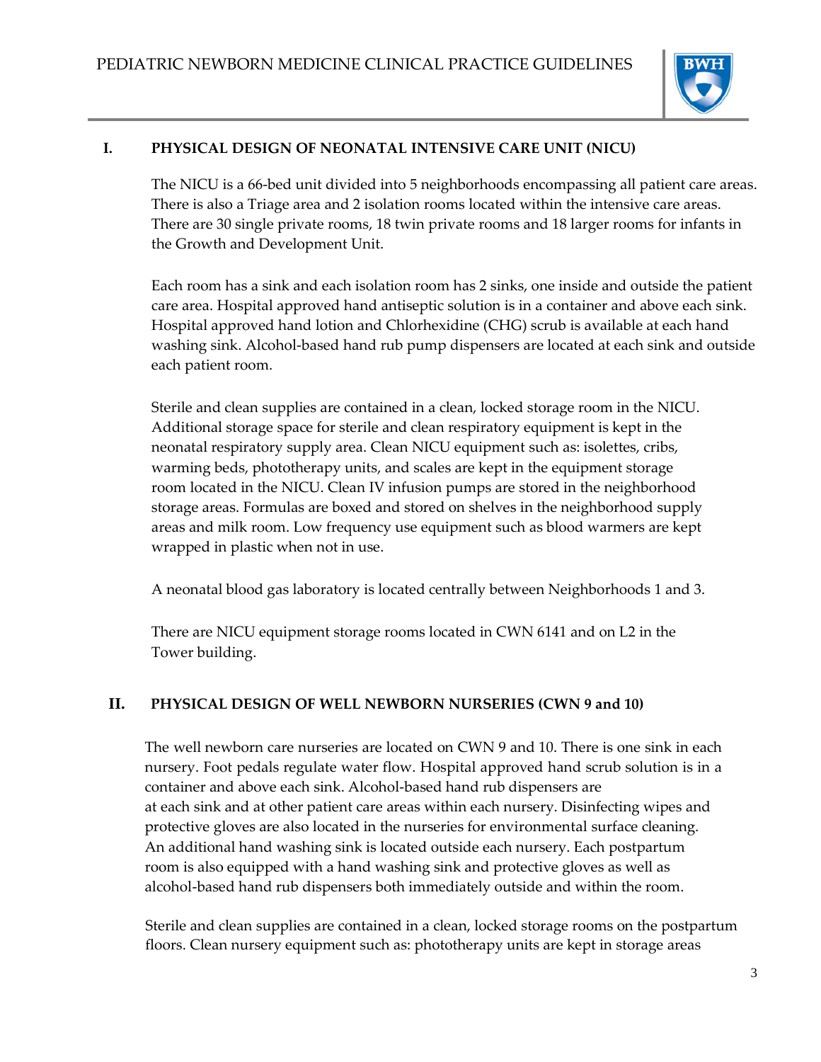## I. PHYSICAL DESIGN OF NEONATAL INTENSIVE CARE UNIT (NICU)

The NICU is a 66-bed unit divided into 5 neighborhoods encompassing all patient care areas. There is also a Triage area and 2 isolation rooms located within the intensive care areas. There are 30 single private rooms, 18 twin private rooms and 18 larger rooms for infants in the Growth and Development Unit.

Each room has a sink and each isolation room has 2 sinks, one inside and outside the patient care area. Hospital approved hand antiseptic solution is in a container and above each sink. Hospital approved hand lotion and Chlorhexidine (CHG) scrub is available at each hand washing sink. Alcohol-based hand rub pump dispensers are located at each sink and outside each patient room.

Sterile and clean supplies are contained in a clean, locked storage room in the NICU. Additional storage space for sterile and clean respiratory equipment is kept in the neonatal respiratory supply area. Clean NICU equipment such as: isolettes, cribs, warming beds, phototherapy units, and scales are kept in the equipment storage room located in the NICU. Clean IV infusion pumps are stored in the neighborhood storage areas. Formulas are boxed and stored on shelves in the neighborhood supply areas and milk room. Low frequency use equipment such as blood warmers are kept wrapped in plastic when not in use.

A neonatal blood gas laboratory is located centrally between Neighborhoods 1 and 3.

There are NICU equipment storage rooms located in CWN 6141 and on L2 in the Tower building.

## II. PHYSICAL DESIGN OF WELL NEWBORN NURSERIES (CWN 9 and 10)

The well newborn care nurseries are located on CWN 9 and 10. There is one sink in each nursery. Foot pedals regulate water flow. Hospital approved hand scrub solution is in a container and above each sink. Alcohol-based hand rub dispensers are at each sink and at other patient care areas within each nursery. Disinfecting wipes and protective gloves are also located in the nurseries for environmental surface cleaning. An additional hand washing sink is located outside each nursery. Each postpartum room is also equipped with a hand washing sink and protective gloves as well as alcohol-based hand rub dispensers both immediately outside and within the room.

Sterile and clean supplies are contained in a clean, locked storage rooms on the postpartum floors. Clean nursery equipment such as: phototherapy units are kept in storage areas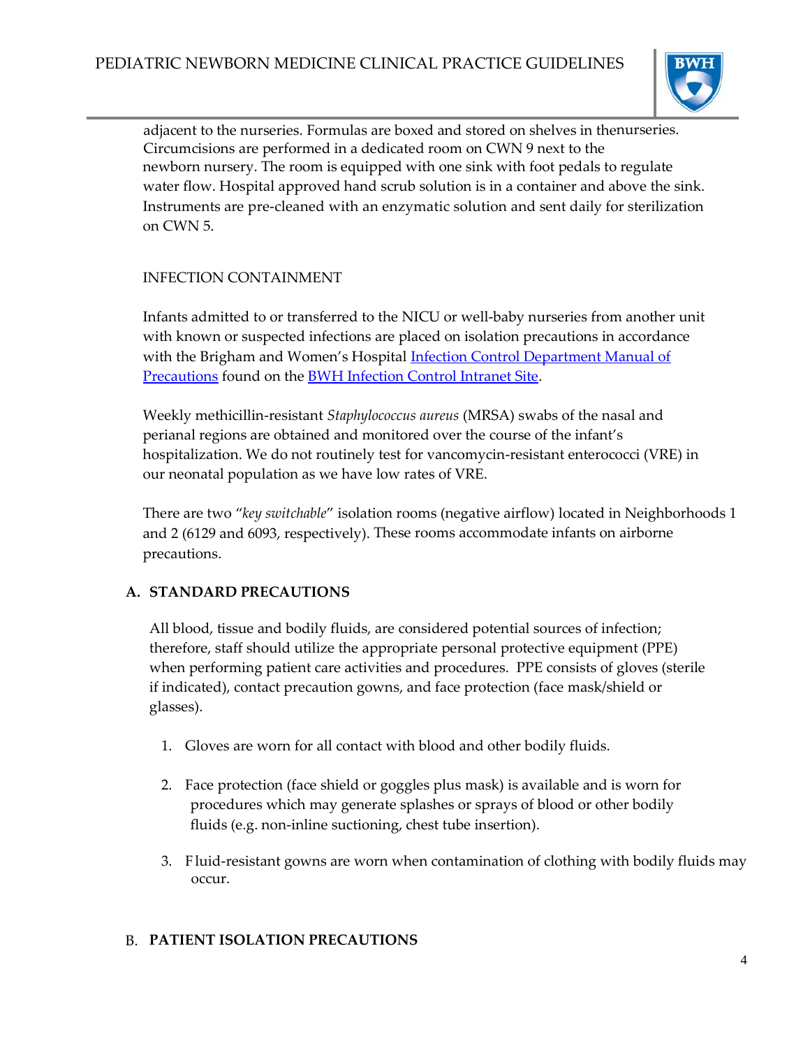adjacent to the nurseries. Formulas are boxed and stored on shelves in thenurseries. Circumcisions are performed in a dedicated room on CWN 9 next to the newborn nursery. The room is equipped with one sink with foot pedals to regulate water flow. Hospital approved hand scrub solution is in a container and above the sink. Instruments are pre-cleaned with an enzymatic solution and sent daily for sterilization on CWN 5.

INFECTION CONTAINMENT

Infants admitted to or transferred to the NICU or well-baby nurseries from another unit with known or suspected infections are placed on isolation precautions in accordance with the Brigham and Women's Hospital [Infection Control Department Manual of Precautions] found on the [BWH Infection Control Intranet Site].

Weekly methicillin-resistant *Staphylococcus aureus* (MRSA) swabs of the nasal and perianal regions are obtained and monitored over the course of the infant's hospitalization. We do not routinely test for vancomycin-resistant enterococci (VRE) in our neonatal population as we have low rates of VRE.

There are two "*key switchable*" isolation rooms (negative airflow) located in Neighborhoods 1 and 2 (6129 and 6093, respectively). These rooms accommodate infants on airborne precautions.

## A. STANDARD PRECAUTIONS

All blood, tissue and bodily fluids, are considered potential sources of infection; therefore, staff should utilize the appropriate personal protective equipment (PPE) when performing patient care activities and procedures. PPE consists of gloves (sterile if indicated), contact precaution gowns, and face protection (face mask/shield or glasses).

1. Gloves are worn for all contact with blood and other bodily fluids.
2. Face protection (face shield or goggles plus mask) is available and is worn for procedures which may generate splashes or sprays of blood or other bodily fluids (e.g. non-inline suctioning, chest tube insertion).
3. Fluid-resistant gowns are worn when contamination of clothing with bodily fluids may occur.

## B. PATIENT ISOLATION PRECAUTIONS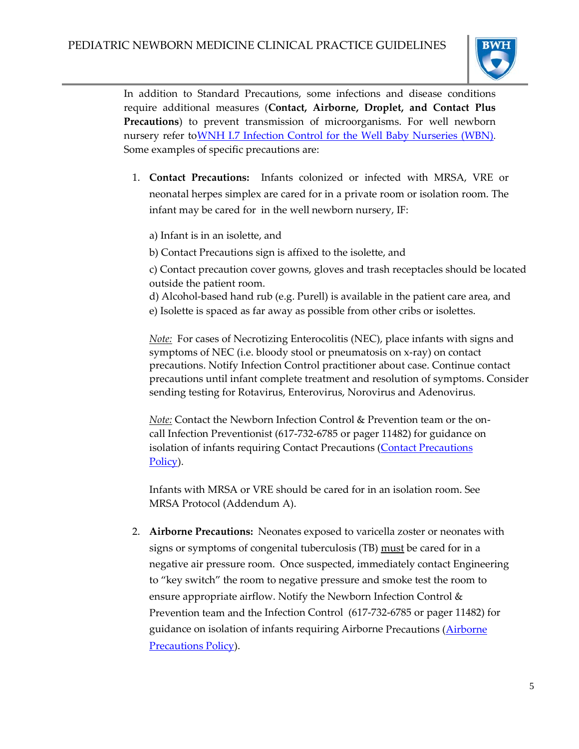In addition to Standard Precautions, some infections and disease conditions require additional measures (**Contact, Airborne, Droplet, and Contact Plus Precautions**) to prevent transmission of microorganisms. For well newborn nursery refer to[WNH I.7 Infection Control for the Well Baby Nurseries (WBN)](). Some examples of specific precautions are:

1. **Contact Precautions:** Infants colonized or infected with MRSA, VRE or neonatal herpes simplex are cared for in a private room or isolation room. The infant may be cared for in the well newborn nursery, IF:

   a) Infant is in an isolette, and

   b) Contact Precautions sign is affixed to the isolette, and

   c) Contact precaution cover gowns, gloves and trash receptacles should be located outside the patient room.

   d) Alcohol-based hand rub (e.g. Purell) is available in the patient care area, and

   e) Isolette is spaced as far away as possible from other cribs or isolettes.

   *Note:* For cases of Necrotizing Enterocolitis (NEC), place infants with signs and symptoms of NEC (i.e. bloody stool or pneumatosis on x-ray) on contact precautions. Notify Infection Control practitioner about case. Continue contact precautions until infant complete treatment and resolution of symptoms. Consider sending testing for Rotavirus, Enterovirus, Norovirus and Adenovirus.

   *Note:* Contact the Newborn Infection Control & Prevention team or the on-call Infection Preventionist (617-732-6785 or pager 11482) for guidance on isolation of infants requiring Contact Precautions ([Contact Precautions Policy]()).

   Infants with MRSA or VRE should be cared for in an isolation room. See MRSA Protocol (Addendum A).

2. **Airborne Precautions:** Neonates exposed to varicella zoster or neonates with signs or symptoms of congenital tuberculosis (TB) must be cared for in a negative air pressure room. Once suspected, immediately contact Engineering to "key switch" the room to negative pressure and smoke test the room to ensure appropriate airflow. Notify the Newborn Infection Control & Prevention team and the Infection Control (617-732-6785 or pager 11482) for guidance on isolation of infants requiring Airborne Precautions ([Airborne Precautions Policy]()).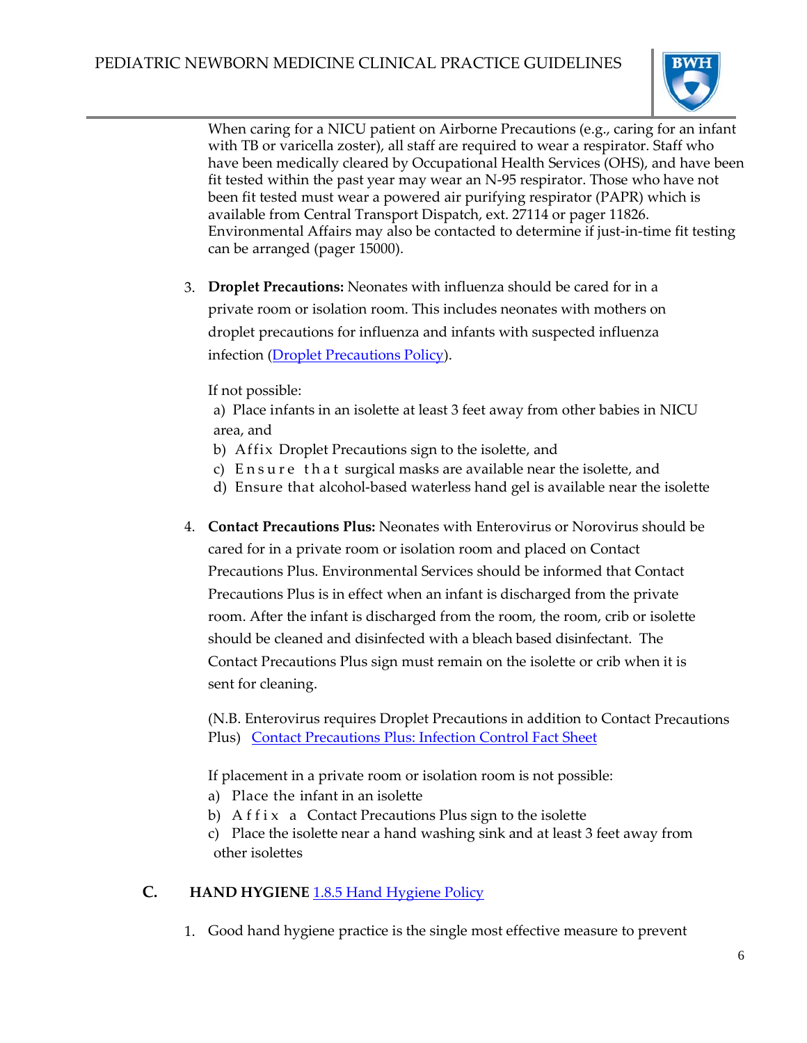When caring for a NICU patient on Airborne Precautions (e.g., caring for an infant with TB or varicella zoster), all staff are required to wear a respirator. Staff who have been medically cleared by Occupational Health Services (OHS), and have been fit tested within the past year may wear an N-95 respirator. Those who have not been fit tested must wear a powered air purifying respirator (PAPR) which is available from Central Transport Dispatch, ext. 27114 or pager 11826. Environmental Affairs may also be contacted to determine if just-in-time fit testing can be arranged (pager 15000).

3. **Droplet Precautions:** Neonates with influenza should be cared for in a private room or isolation room. This includes neonates with mothers on droplet precautions for influenza and infants with suspected influenza infection (Droplet Precautions Policy).

   If not possible:

   a) Place infants in an isolette at least 3 feet away from other babies in NICU area, and
   b) Affix Droplet Precautions sign to the isolette, and
   c) Ensure that surgical masks are available near the isolette, and
   d) Ensure that alcohol-based waterless hand gel is available near the isolette

4. **Contact Precautions Plus:** Neonates with Enterovirus or Norovirus should be cared for in a private room or isolation room and placed on Contact Precautions Plus. Environmental Services should be informed that Contact Precautions Plus is in effect when an infant is discharged from the private room. After the infant is discharged from the room, the room, crib or isolette should be cleaned and disinfected with a bleach based disinfectant. The Contact Precautions Plus sign must remain on the isolette or crib when it is sent for cleaning.

   (N.B. Enterovirus requires Droplet Precautions in addition to Contact Precautions Plus) Contact Precautions Plus: Infection Control Fact Sheet

   If placement in a private room or isolation room is not possible:

   a) Place the infant in an isolette
   b) Affix a Contact Precautions Plus sign to the isolette
   c) Place the isolette near a hand washing sink and at least 3 feet away from other isolettes

## C. HAND HYGIENE 1.8.5 Hand Hygiene Policy

1. Good hand hygiene practice is the single most effective measure to prevent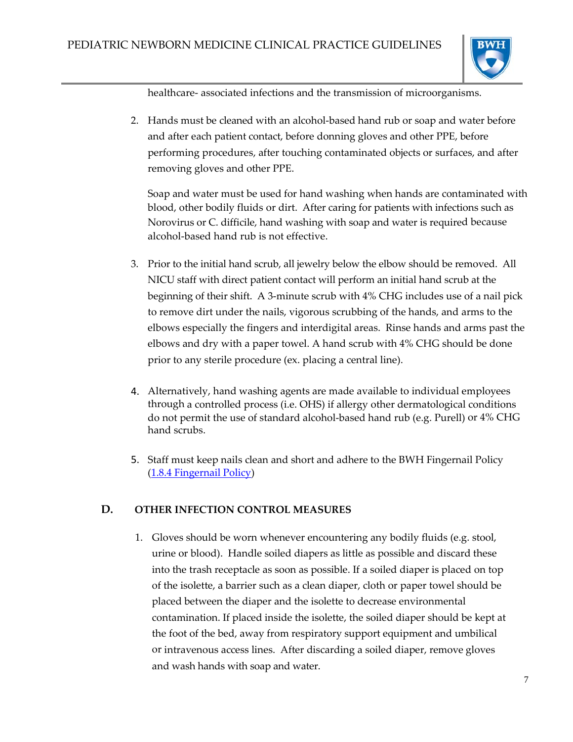healthcare- associated infections and the transmission of microorganisms.

2. Hands must be cleaned with an alcohol-based hand rub or soap and water before and after each patient contact, before donning gloves and other PPE, before performing procedures, after touching contaminated objects or surfaces, and after removing gloves and other PPE.

   Soap and water must be used for hand washing when hands are contaminated with blood, other bodily fluids or dirt. After caring for patients with infections such as Norovirus or C. difficile, hand washing with soap and water is required because alcohol-based hand rub is not effective.

3. Prior to the initial hand scrub, all jewelry below the elbow should be removed. All NICU staff with direct patient contact will perform an initial hand scrub at the beginning of their shift. A 3-minute scrub with 4% CHG includes use of a nail pick to remove dirt under the nails, vigorous scrubbing of the hands, and arms to the elbows especially the fingers and interdigital areas. Rinse hands and arms past the elbows and dry with a paper towel. A hand scrub with 4% CHG should be done prior to any sterile procedure (ex. placing a central line).

4. Alternatively, hand washing agents are made available to individual employees through a controlled process (i.e. OHS) if allergy other dermatological conditions do not permit the use of standard alcohol-based hand rub (e.g. Purell) or 4% CHG hand scrubs.

5. Staff must keep nails clean and short and adhere to the BWH Fingernail Policy (1.8.4 Fingernail Policy)

## D. OTHER INFECTION CONTROL MEASURES

1. Gloves should be worn whenever encountering any bodily fluids (e.g. stool, urine or blood). Handle soiled diapers as little as possible and discard these into the trash receptacle as soon as possible. If a soiled diaper is placed on top of the isolette, a barrier such as a clean diaper, cloth or paper towel should be placed between the diaper and the isolette to decrease environmental contamination. If placed inside the isolette, the soiled diaper should be kept at the foot of the bed, away from respiratory support equipment and umbilical or intravenous access lines. After discarding a soiled diaper, remove gloves and wash hands with soap and water.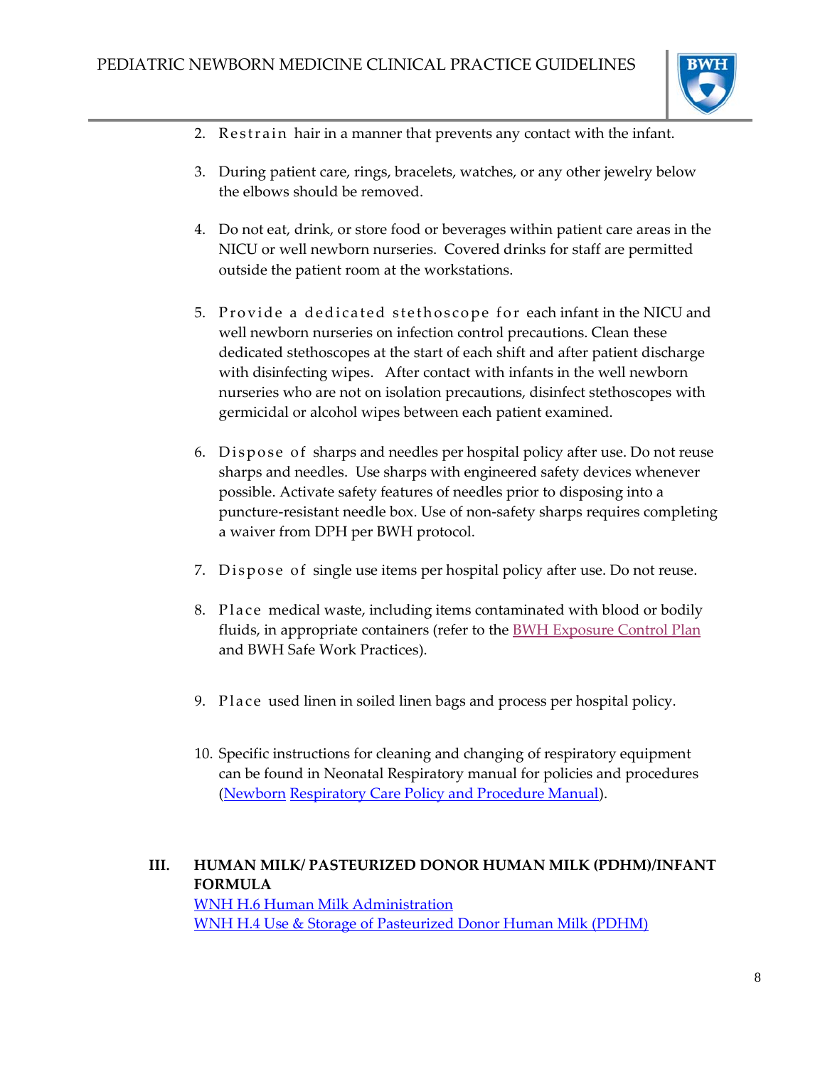2. Restrain hair in a manner that prevents any contact with the infant.

3. During patient care, rings, bracelets, watches, or any other jewelry below the elbows should be removed.

4. Do not eat, drink, or store food or beverages within patient care areas in the NICU or well newborn nurseries. Covered drinks for staff are permitted outside the patient room at the workstations.

5. Provide a dedicated stethoscope for each infant in the NICU and well newborn nurseries on infection control precautions. Clean these dedicated stethoscopes at the start of each shift and after patient discharge with disinfecting wipes. After contact with infants in the well newborn nurseries who are not on isolation precautions, disinfect stethoscopes with germicidal or alcohol wipes between each patient examined.

6. Dispose of sharps and needles per hospital policy after use. Do not reuse sharps and needles. Use sharps with engineered safety devices whenever possible. Activate safety features of needles prior to disposing into a puncture-resistant needle box. Use of non-safety sharps requires completing a waiver from DPH per BWH protocol.

7. Dispose of single use items per hospital policy after use. Do not reuse.

8. Place medical waste, including items contaminated with blood or bodily fluids, in appropriate containers (refer to the BWH Exposure Control Plan and BWH Safe Work Practices).

9. Place used linen in soiled linen bags and process per hospital policy.

10. Specific instructions for cleaning and changing of respiratory equipment can be found in Neonatal Respiratory manual for policies and procedures (Newborn Respiratory Care Policy and Procedure Manual).

## III. HUMAN MILK/ PASTEURIZED DONOR HUMAN MILK (PDHM)/INFANT FORMULA

WNH H.6 Human Milk Administration
WNH H.4 Use & Storage of Pasteurized Donor Human Milk (PDHM)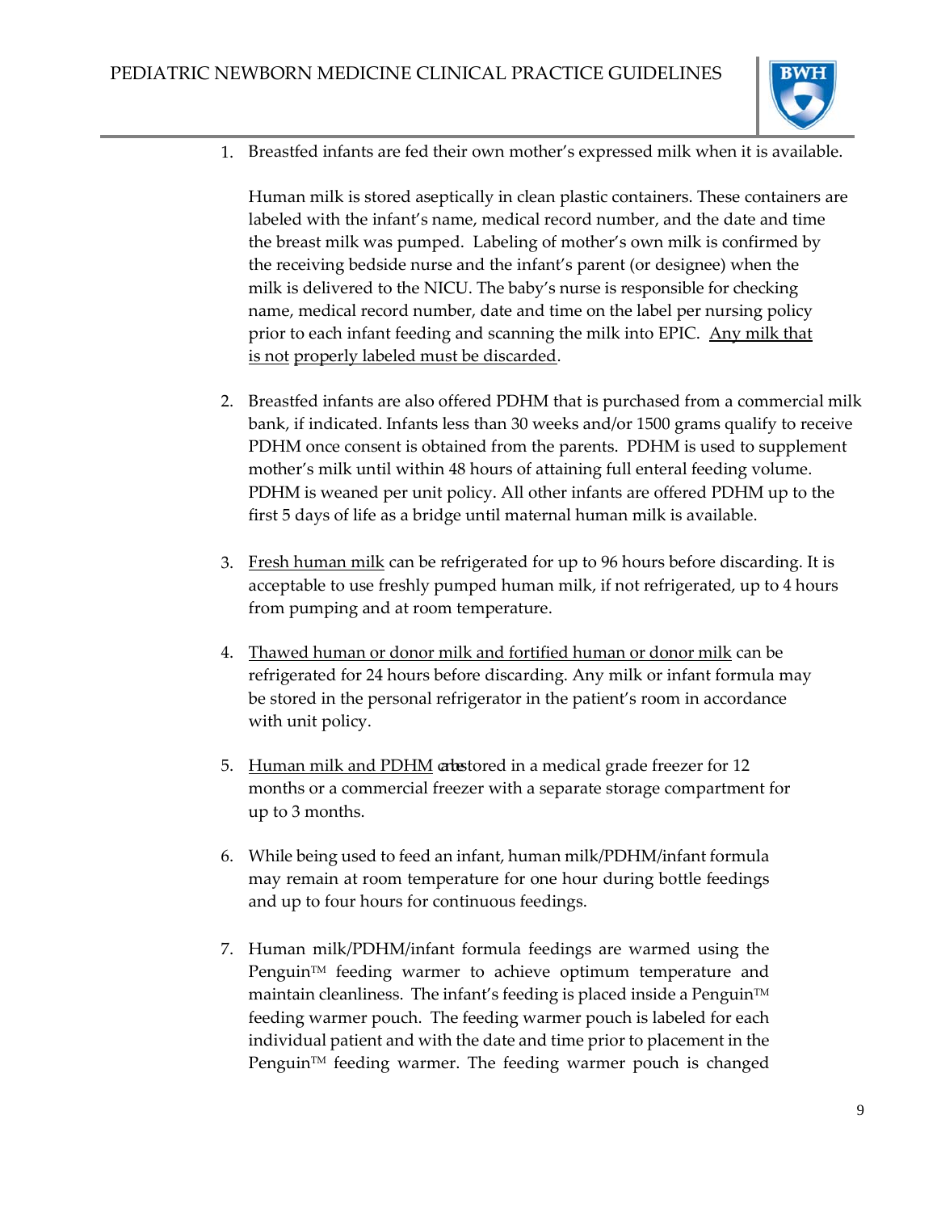1. Breastfed infants are fed their own mother's expressed milk when it is available.

   Human milk is stored aseptically in clean plastic containers. These containers are labeled with the infant's name, medical record number, and the date and time the breast milk was pumped. Labeling of mother's own milk is confirmed by the receiving bedside nurse and the infant's parent (or designee) when the milk is delivered to the NICU. The baby's nurse is responsible for checking name, medical record number, date and time on the label per nursing policy prior to each infant feeding and scanning the milk into EPIC. <u>Any milk that is not properly labeled must be discarded</u>.

2. Breastfed infants are also offered PDHM that is purchased from a commercial milk bank, if indicated. Infants less than 30 weeks and/or 1500 grams qualify to receive PDHM once consent is obtained from the parents. PDHM is used to supplement mother's milk until within 48 hours of attaining full enteral feeding volume. PDHM is weaned per unit policy. All other infants are offered PDHM up to the first 5 days of life as a bridge until maternal human milk is available.

3. <u>Fresh human milk</u> can be refrigerated for up to 96 hours before discarding. It is acceptable to use freshly pumped human milk, if not refrigerated, up to 4 hours from pumping and at room temperature.

4. <u>Thawed human or donor milk and fortified human or donor milk</u> can be refrigerated for 24 hours before discarding. Any milk or infant formula may be stored in the personal refrigerator in the patient's room in accordance with unit policy.

5. <u>Human milk and PDHM</u> are stored in a medical grade freezer for 12 months or a commercial freezer with a separate storage compartment for up to 3 months.

6. While being used to feed an infant, human milk/PDHM/infant formula may remain at room temperature for one hour during bottle feedings and up to four hours for continuous feedings.

7. Human milk/PDHM/infant formula feedings are warmed using the Penguin™ feeding warmer to achieve optimum temperature and maintain cleanliness. The infant's feeding is placed inside a Penguin™ feeding warmer pouch. The feeding warmer pouch is labeled for each individual patient and with the date and time prior to placement in the Penguin™ feeding warmer. The feeding warmer pouch is changed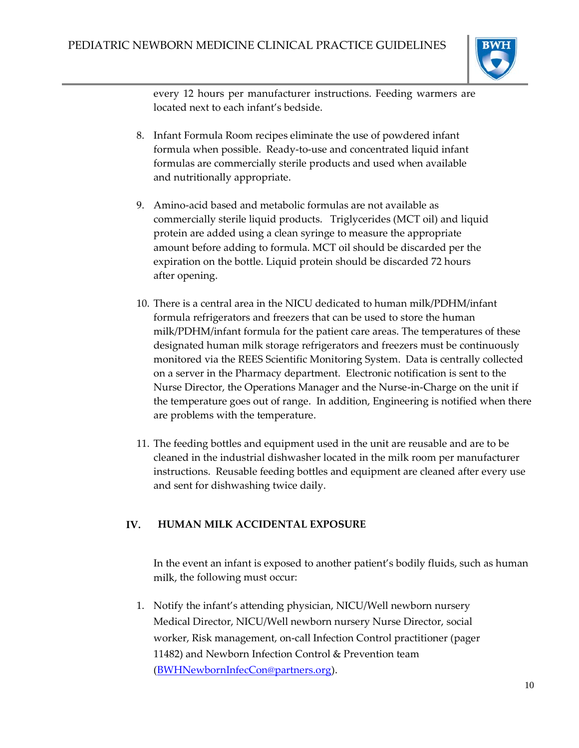every 12 hours per manufacturer instructions. Feeding warmers are located next to each infant's bedside.

8. Infant Formula Room recipes eliminate the use of powdered infant formula when possible. Ready-to-use and concentrated liquid infant formulas are commercially sterile products and used when available and nutritionally appropriate.

9. Amino-acid based and metabolic formulas are not available as commercially sterile liquid products. Triglycerides (MCT oil) and liquid protein are added using a clean syringe to measure the appropriate amount before adding to formula. MCT oil should be discarded per the expiration on the bottle. Liquid protein should be discarded 72 hours after opening.

10. There is a central area in the NICU dedicated to human milk/PDHM/infant formula refrigerators and freezers that can be used to store the human milk/PDHM/infant formula for the patient care areas. The temperatures of these designated human milk storage refrigerators and freezers must be continuously monitored via the REES Scientific Monitoring System. Data is centrally collected on a server in the Pharmacy department. Electronic notification is sent to the Nurse Director, the Operations Manager and the Nurse-in-Charge on the unit if the temperature goes out of range. In addition, Engineering is notified when there are problems with the temperature.

11. The feeding bottles and equipment used in the unit are reusable and are to be cleaned in the industrial dishwasher located in the milk room per manufacturer instructions. Reusable feeding bottles and equipment are cleaned after every use and sent for dishwashing twice daily.

## IV. HUMAN MILK ACCIDENTAL EXPOSURE

In the event an infant is exposed to another patient's bodily fluids, such as human milk, the following must occur:

1. Notify the infant's attending physician, NICU/Well newborn nursery Medical Director, NICU/Well newborn nursery Nurse Director, social worker, Risk management, on-call Infection Control practitioner (pager 11482) and Newborn Infection Control & Prevention team (BWHNewbornInfecCon@partners.org).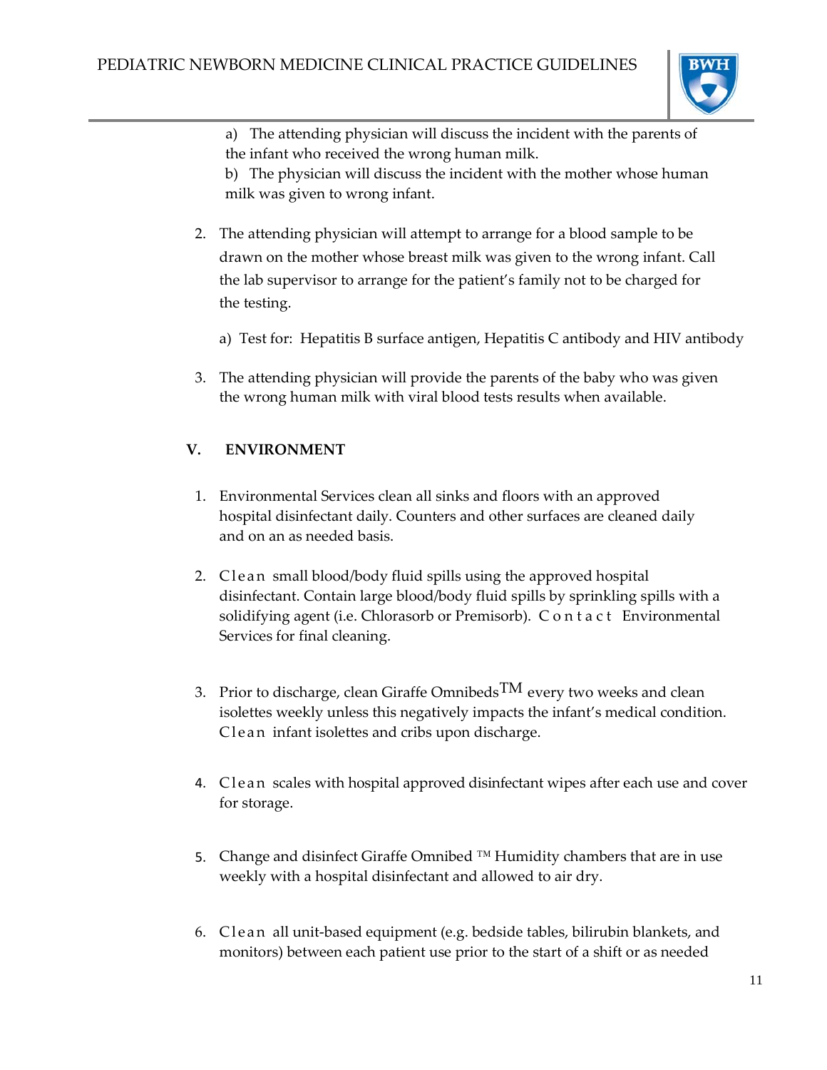a) The attending physician will discuss the incident with the parents of the infant who received the wrong human milk.

b) The physician will discuss the incident with the mother whose human milk was given to wrong infant.

2. The attending physician will attempt to arrange for a blood sample to be drawn on the mother whose breast milk was given to the wrong infant. Call the lab supervisor to arrange for the patient's family not to be charged for the testing.

   a) Test for: Hepatitis B surface antigen, Hepatitis C antibody and HIV antibody

3. The attending physician will provide the parents of the baby who was given the wrong human milk with viral blood tests results when available.

## V. ENVIRONMENT

1. Environmental Services clean all sinks and floors with an approved hospital disinfectant daily. Counters and other surfaces are cleaned daily and on an as needed basis.

2. Clean small blood/body fluid spills using the approved hospital disinfectant. Contain large blood/body fluid spills by sprinkling spills with a solidifying agent (i.e. Chlorasorb or Premisorb). Contact Environmental Services for final cleaning.

3. Prior to discharge, clean Giraffe Omnibeds™ every two weeks and clean isolettes weekly unless this negatively impacts the infant's medical condition. Clean infant isolettes and cribs upon discharge.

4. Clean scales with hospital approved disinfectant wipes after each use and cover for storage.

5. Change and disinfect Giraffe Omnibed ™ Humidity chambers that are in use weekly with a hospital disinfectant and allowed to air dry.

6. Clean all unit-based equipment (e.g. bedside tables, bilirubin blankets, and monitors) between each patient use prior to the start of a shift or as needed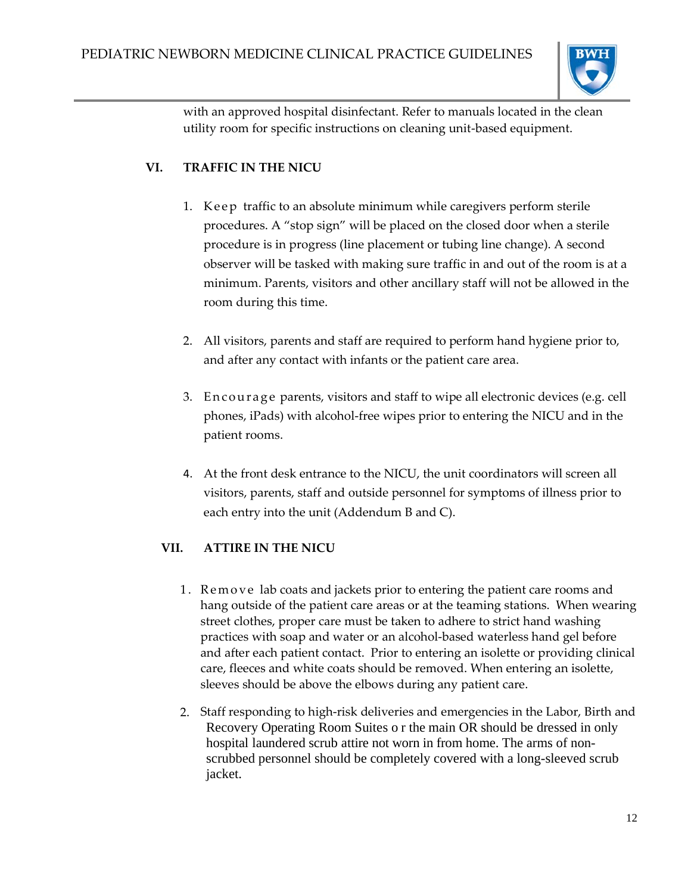with an approved hospital disinfectant. Refer to manuals located in the clean utility room for specific instructions on cleaning unit-based equipment.

## VI. TRAFFIC IN THE NICU

1. Keep traffic to an absolute minimum while caregivers perform sterile procedures. A "stop sign" will be placed on the closed door when a sterile procedure is in progress (line placement or tubing line change). A second observer will be tasked with making sure traffic in and out of the room is at a minimum. Parents, visitors and other ancillary staff will not be allowed in the room during this time.

2. All visitors, parents and staff are required to perform hand hygiene prior to, and after any contact with infants or the patient care area.

3. Encourage parents, visitors and staff to wipe all electronic devices (e.g. cell phones, iPads) with alcohol-free wipes prior to entering the NICU and in the patient rooms.

4. At the front desk entrance to the NICU, the unit coordinators will screen all visitors, parents, staff and outside personnel for symptoms of illness prior to each entry into the unit (Addendum B and C).

## VII. ATTIRE IN THE NICU

1. Remove lab coats and jackets prior to entering the patient care rooms and hang outside of the patient care areas or at the teaming stations. When wearing street clothes, proper care must be taken to adhere to strict hand washing practices with soap and water or an alcohol-based waterless hand gel before and after each patient contact. Prior to entering an isolette or providing clinical care, fleeces and white coats should be removed. When entering an isolette, sleeves should be above the elbows during any patient care.

2. Staff responding to high-risk deliveries and emergencies in the Labor, Birth and Recovery Operating Room Suites o r the main OR should be dressed in only hospital laundered scrub attire not worn in from home. The arms of non-scrubbed personnel should be completely covered with a long-sleeved scrub jacket.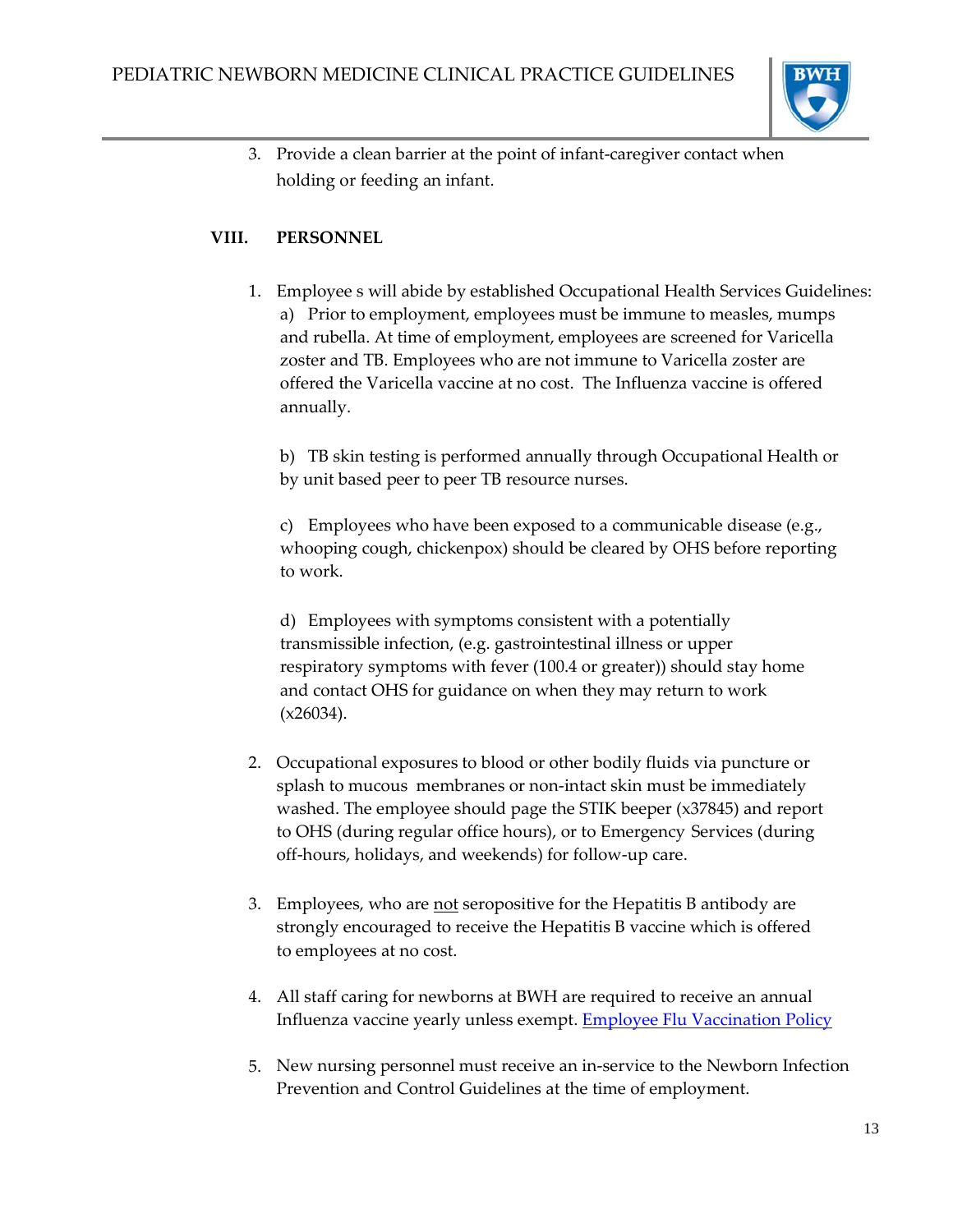3. Provide a clean barrier at the point of infant-caregiver contact when holding or feeding an infant.

## VIII. PERSONNEL

1. Employee s will abide by established Occupational Health Services Guidelines:

   a) Prior to employment, employees must be immune to measles, mumps and rubella. At time of employment, employees are screened for Varicella zoster and TB. Employees who are not immune to Varicella zoster are offered the Varicella vaccine at no cost. The Influenza vaccine is offered annually.

   b) TB skin testing is performed annually through Occupational Health or by unit based peer to peer TB resource nurses.

   c) Employees who have been exposed to a communicable disease (e.g., whooping cough, chickenpox) should be cleared by OHS before reporting to work.

   d) Employees with symptoms consistent with a potentially transmissible infection, (e.g. gastrointestinal illness or upper respiratory symptoms with fever (100.4 or greater)) should stay home and contact OHS for guidance on when they may return to work (x26034).

2. Occupational exposures to blood or other bodily fluids via puncture or splash to mucous membranes or non-intact skin must be immediately washed. The employee should page the STIK beeper (x37845) and report to OHS (during regular office hours), or to Emergency Services (during off-hours, holidays, and weekends) for follow-up care.

3. Employees, who are <u>not</u> seropositive for the Hepatitis B antibody are strongly encouraged to receive the Hepatitis B vaccine which is offered to employees at no cost.

4. All staff caring for newborns at BWH are required to receive an annual Influenza vaccine yearly unless exempt. Employee Flu Vaccination Policy

5. New nursing personnel must receive an in-service to the Newborn Infection Prevention and Control Guidelines at the time of employment.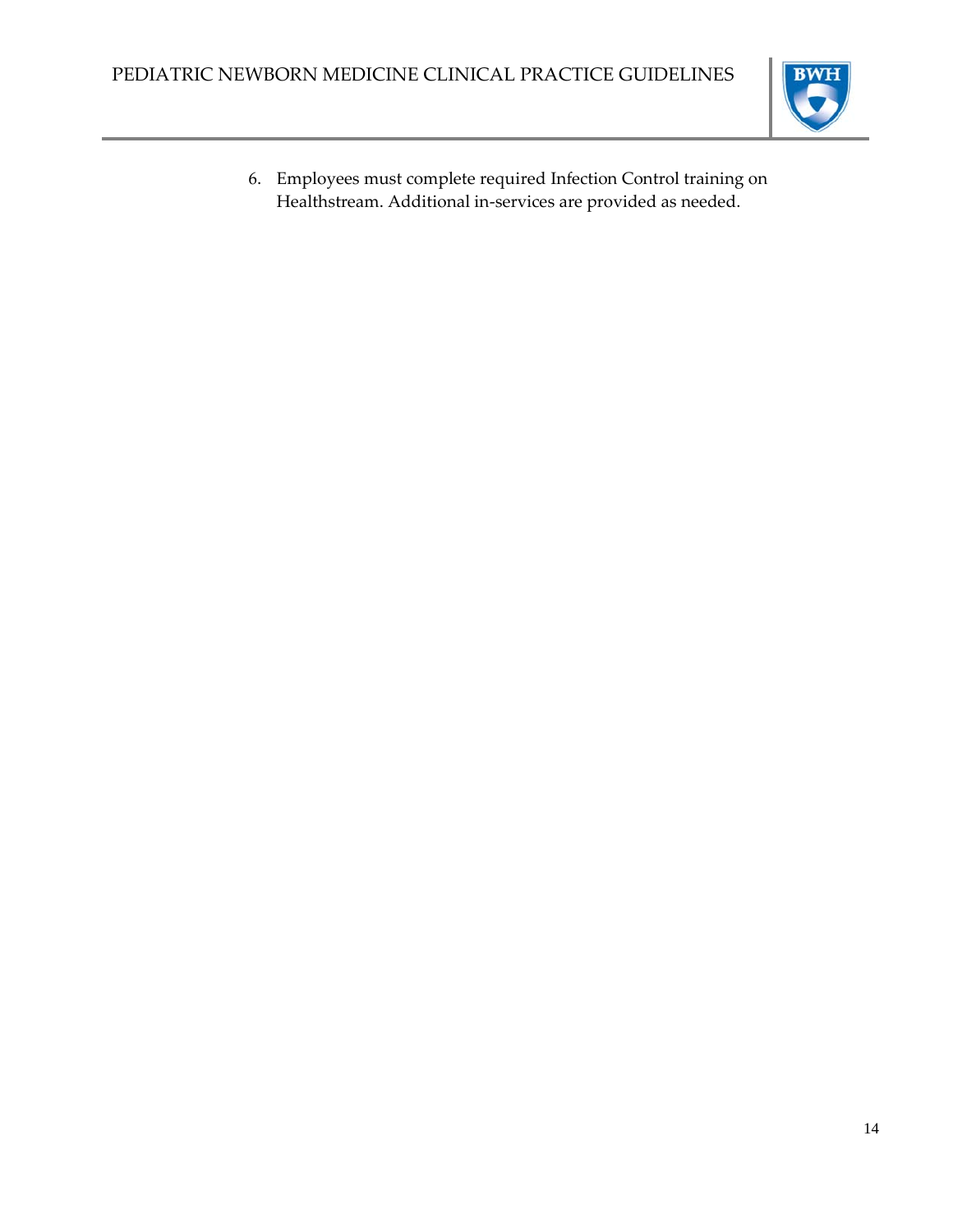6. Employees must complete required Infection Control training on Healthstream. Additional in-services are provided as needed.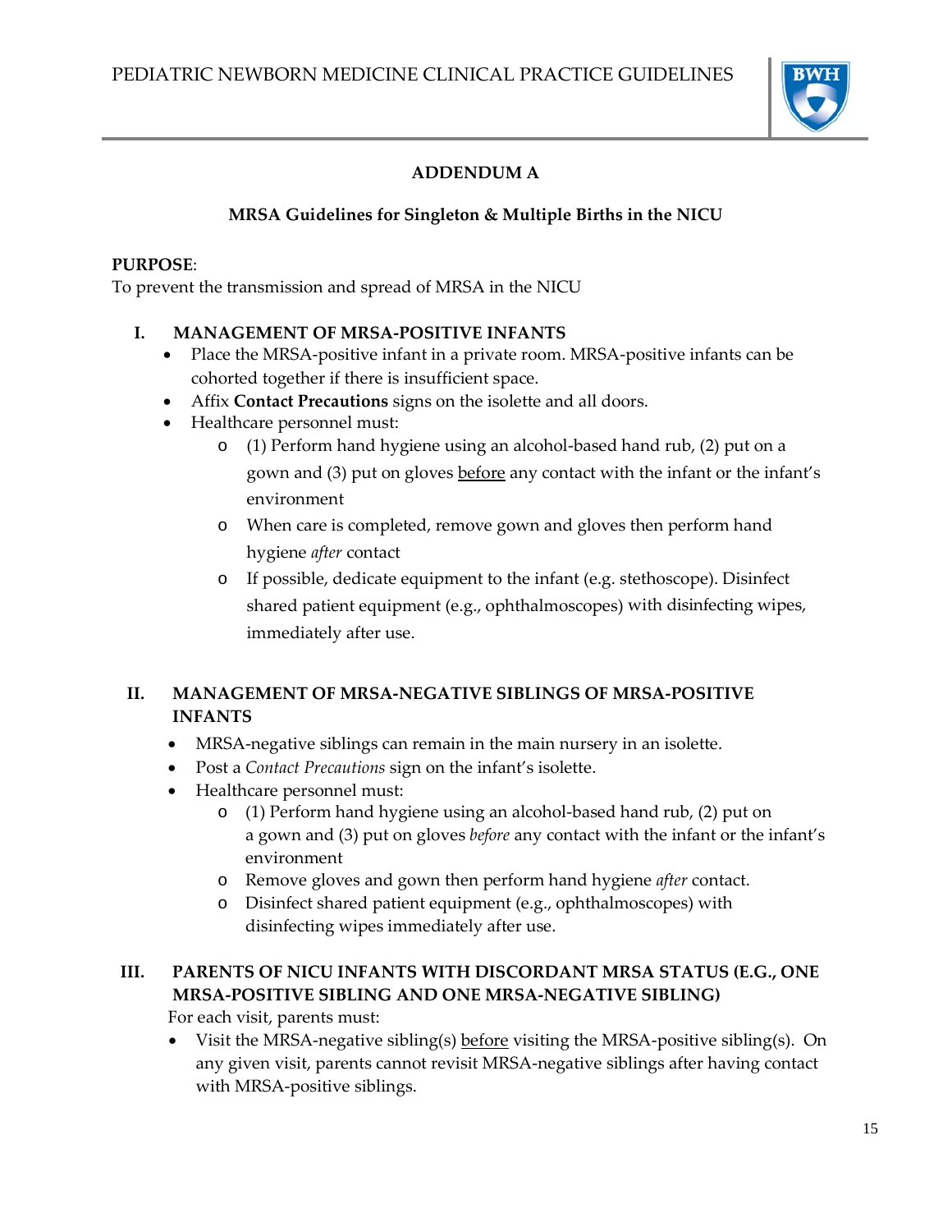## ADDENDUM A

### MRSA Guidelines for Singleton & Multiple Births in the NICU

**PURPOSE**:
To prevent the transmission and spread of MRSA in the NICU

**I. MANAGEMENT OF MRSA-POSITIVE INFANTS**

- Place the MRSA-positive infant in a private room. MRSA-positive infants can be cohorted together if there is insufficient space.
- Affix **Contact Precautions** signs on the isolette and all doors.
- Healthcare personnel must:
    - (1) Perform hand hygiene using an alcohol-based hand rub, (2) put on a gown and (3) put on gloves <u>before</u> any contact with the infant or the infant's environment
    - When care is completed, remove gown and gloves then perform hand hygiene *after* contact
    - If possible, dedicate equipment to the infant (e.g. stethoscope). Disinfect shared patient equipment (e.g., ophthalmoscopes) with disinfecting wipes, immediately after use.

**II. MANAGEMENT OF MRSA-NEGATIVE SIBLINGS OF MRSA-POSITIVE INFANTS**

- MRSA-negative siblings can remain in the main nursery in an isolette.
- Post a *Contact Precautions* sign on the infant's isolette.
- Healthcare personnel must:
    - (1) Perform hand hygiene using an alcohol-based hand rub, (2) put on a gown and (3) put on gloves *before* any contact with the infant or the infant's environment
    - Remove gloves and gown then perform hand hygiene *after* contact.
    - Disinfect shared patient equipment (e.g., ophthalmoscopes) with disinfecting wipes immediately after use.

**III. PARENTS OF NICU INFANTS WITH DISCORDANT MRSA STATUS (E.G., ONE MRSA-POSITIVE SIBLING AND ONE MRSA-NEGATIVE SIBLING)**

For each visit, parents must:

- Visit the MRSA-negative sibling(s) <u>before</u> visiting the MRSA-positive sibling(s). On any given visit, parents cannot revisit MRSA-negative siblings after having contact with MRSA-positive siblings.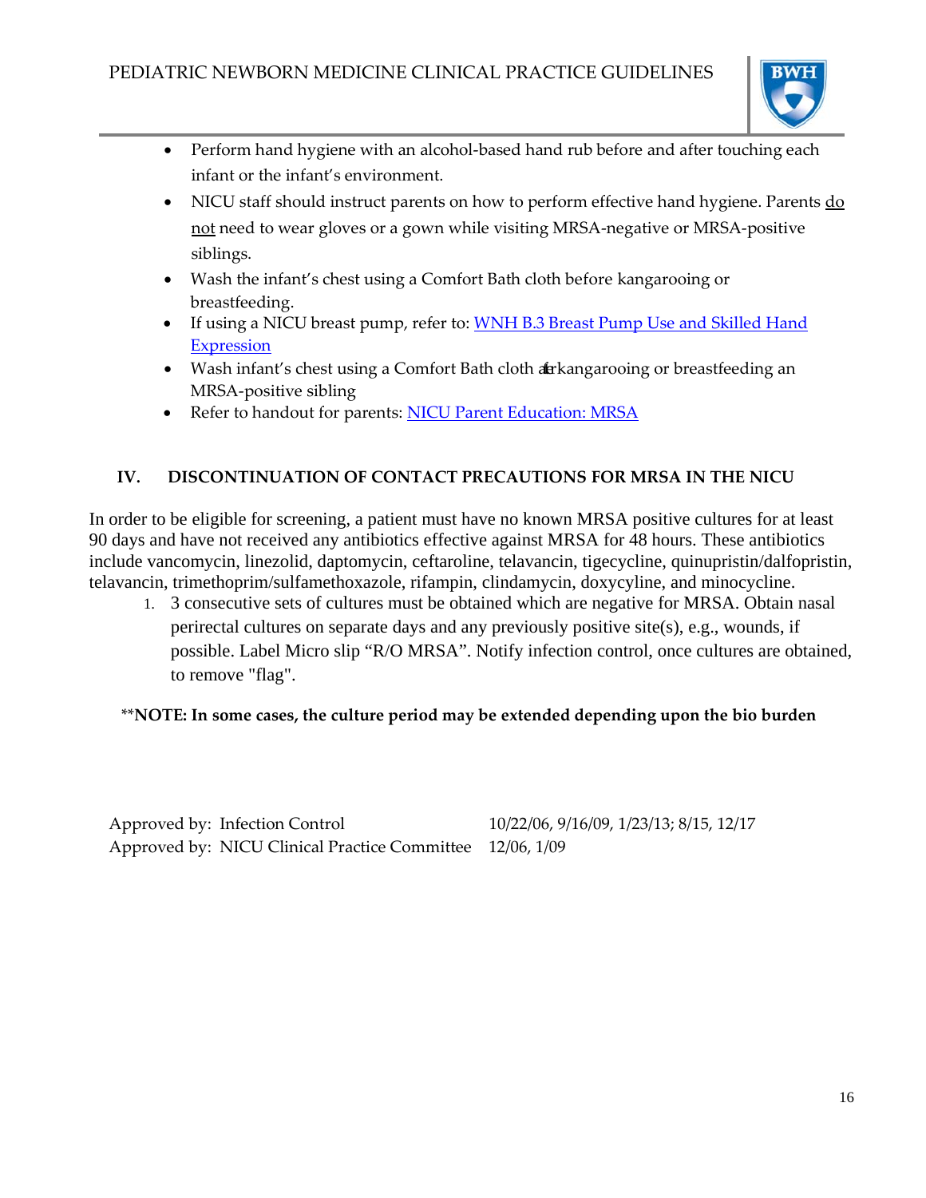- Perform hand hygiene with an alcohol-based hand rub before and after touching each infant or the infant's environment.
- NICU staff should instruct parents on how to perform effective hand hygiene. Parents do not need to wear gloves or a gown while visiting MRSA-negative or MRSA-positive siblings.
- Wash the infant's chest using a Comfort Bath cloth before kangarooing or breastfeeding.
- If using a NICU breast pump, refer to: [WNH B.3 Breast Pump Use and Skilled Hand Expression]
- Wash infant's chest using a Comfort Bath cloth after kangarooing or breastfeeding an MRSA-positive sibling
- Refer to handout for parents: [NICU Parent Education: MRSA]

## IV. DISCONTINUATION OF CONTACT PRECAUTIONS FOR MRSA IN THE NICU

In order to be eligible for screening, a patient must have no known MRSA positive cultures for at least 90 days and have not received any antibiotics effective against MRSA for 48 hours. These antibiotics include vancomycin, linezolid, daptomycin, ceftaroline, telavancin, tigecycline, quinupristin/dalfopristin, telavancin, trimethoprim/sulfamethoxazole, rifampin, clindamycin, doxycyline, and minocycline.

1. 3 consecutive sets of cultures must be obtained which are negative for MRSA. Obtain nasal perirectal cultures on separate days and any previously positive site(s), e.g., wounds, if possible. Label Micro slip "R/O MRSA". Notify infection control, once cultures are obtained, to remove "flag".

**NOTE: In some cases, the culture period may be extended depending upon the bio burden**

Approved by: Infection Control 10/22/06, 9/16/09, 1/23/13; 8/15, 12/17
Approved by: NICU Clinical Practice Committee 12/06, 1/09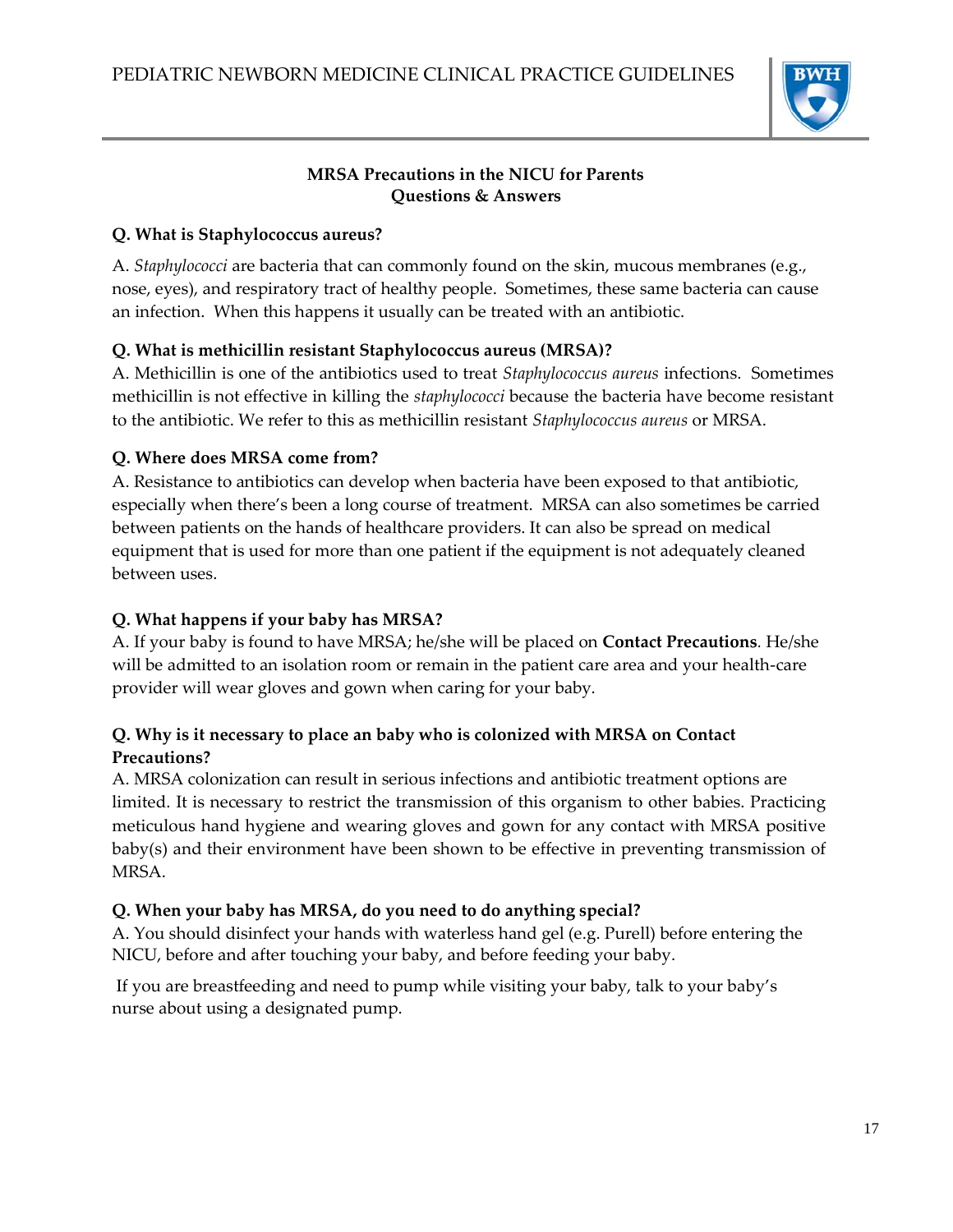## MRSA Precautions in the NICU for Parents
## Questions & Answers

**Q. What is Staphylococcus aureus?**

A. *Staphylococci* are bacteria that can commonly found on the skin, mucous membranes (e.g., nose, eyes), and respiratory tract of healthy people. Sometimes, these same bacteria can cause an infection. When this happens it usually can be treated with an antibiotic.

**Q. What is methicillin resistant Staphylococcus aureus (MRSA)?**

A. Methicillin is one of the antibiotics used to treat *Staphylococcus aureus* infections. Sometimes methicillin is not effective in killing the *staphylococci* because the bacteria have become resistant to the antibiotic. We refer to this as methicillin resistant *Staphylococcus aureus* or MRSA.

**Q. Where does MRSA come from?**

A. Resistance to antibiotics can develop when bacteria have been exposed to that antibiotic, especially when there's been a long course of treatment. MRSA can also sometimes be carried between patients on the hands of healthcare providers. It can also be spread on medical equipment that is used for more than one patient if the equipment is not adequately cleaned between uses.

**Q. What happens if your baby has MRSA?**

A. If your baby is found to have MRSA; he/she will be placed on **Contact Precautions**. He/she will be admitted to an isolation room or remain in the patient care area and your health-care provider will wear gloves and gown when caring for your baby.

**Q. Why is it necessary to place an baby who is colonized with MRSA on Contact Precautions?**

A. MRSA colonization can result in serious infections and antibiotic treatment options are limited. It is necessary to restrict the transmission of this organism to other babies. Practicing meticulous hand hygiene and wearing gloves and gown for any contact with MRSA positive baby(s) and their environment have been shown to be effective in preventing transmission of MRSA.

**Q. When your baby has MRSA, do you need to do anything special?**

A. You should disinfect your hands with waterless hand gel (e.g. Purell) before entering the NICU, before and after touching your baby, and before feeding your baby.

If you are breastfeeding and need to pump while visiting your baby, talk to your baby's nurse about using a designated pump.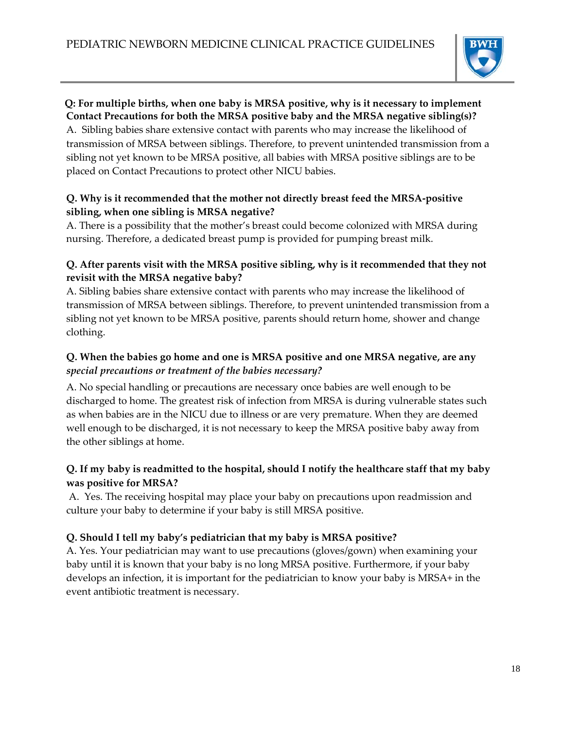**Q: For multiple births, when one baby is MRSA positive, why is it necessary to implement Contact Precautions for both the MRSA positive baby and the MRSA negative sibling(s)?**

A. Sibling babies share extensive contact with parents who may increase the likelihood of transmission of MRSA between siblings. Therefore, to prevent unintended transmission from a sibling not yet known to be MRSA positive, all babies with MRSA positive siblings are to be placed on Contact Precautions to protect other NICU babies.

**Q. Why is it recommended that the mother not directly breast feed the MRSA-positive sibling, when one sibling is MRSA negative?**

A. There is a possibility that the mother's breast could become colonized with MRSA during nursing. Therefore, a dedicated breast pump is provided for pumping breast milk.

**Q. After parents visit with the MRSA positive sibling, why is it recommended that they not revisit with the MRSA negative baby?**

A. Sibling babies share extensive contact with parents who may increase the likelihood of transmission of MRSA between siblings. Therefore, to prevent unintended transmission from a sibling not yet known to be MRSA positive, parents should return home, shower and change clothing.

**Q. When the babies go home and one is MRSA positive and one MRSA negative, are any *special precautions or treatment of the babies necessary?***

A. No special handling or precautions are necessary once babies are well enough to be discharged to home. The greatest risk of infection from MRSA is during vulnerable states such as when babies are in the NICU due to illness or are very premature. When they are deemed well enough to be discharged, it is not necessary to keep the MRSA positive baby away from the other siblings at home.

**Q. If my baby is readmitted to the hospital, should I notify the healthcare staff that my baby was positive for MRSA?**

A. Yes. The receiving hospital may place your baby on precautions upon readmission and culture your baby to determine if your baby is still MRSA positive.

**Q. Should I tell my baby's pediatrician that my baby is MRSA positive?**

A. Yes. Your pediatrician may want to use precautions (gloves/gown) when examining your baby until it is known that your baby is no long MRSA positive. Furthermore, if your baby develops an infection, it is important for the pediatrician to know your baby is MRSA+ in the event antibiotic treatment is necessary.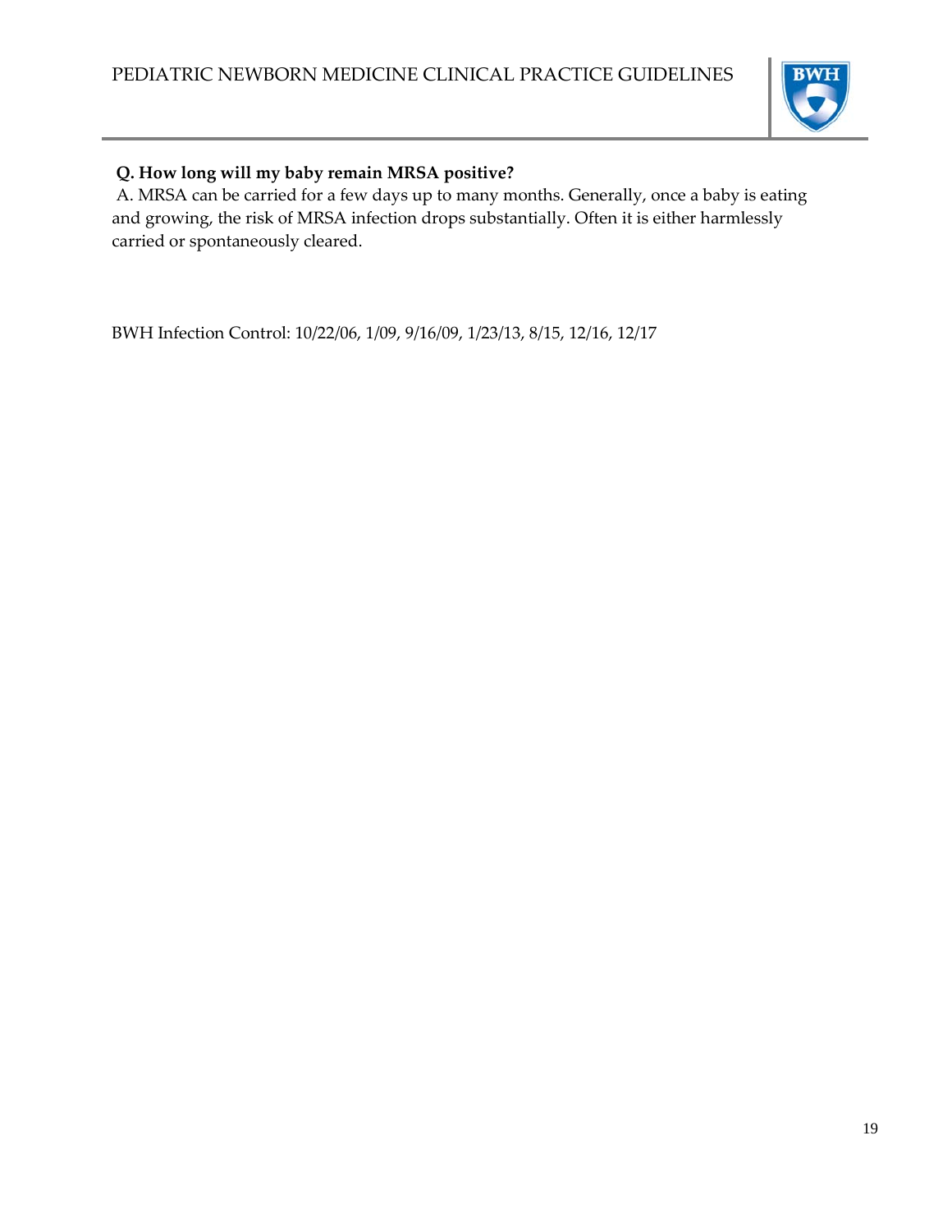**Q. How long will my baby remain MRSA positive?**

A. MRSA can be carried for a few days up to many months. Generally, once a baby is eating and growing, the risk of MRSA infection drops substantially. Often it is either harmlessly carried or spontaneously cleared.

BWH Infection Control: 10/22/06, 1/09, 9/16/09, 1/23/13, 8/15, 12/16, 12/17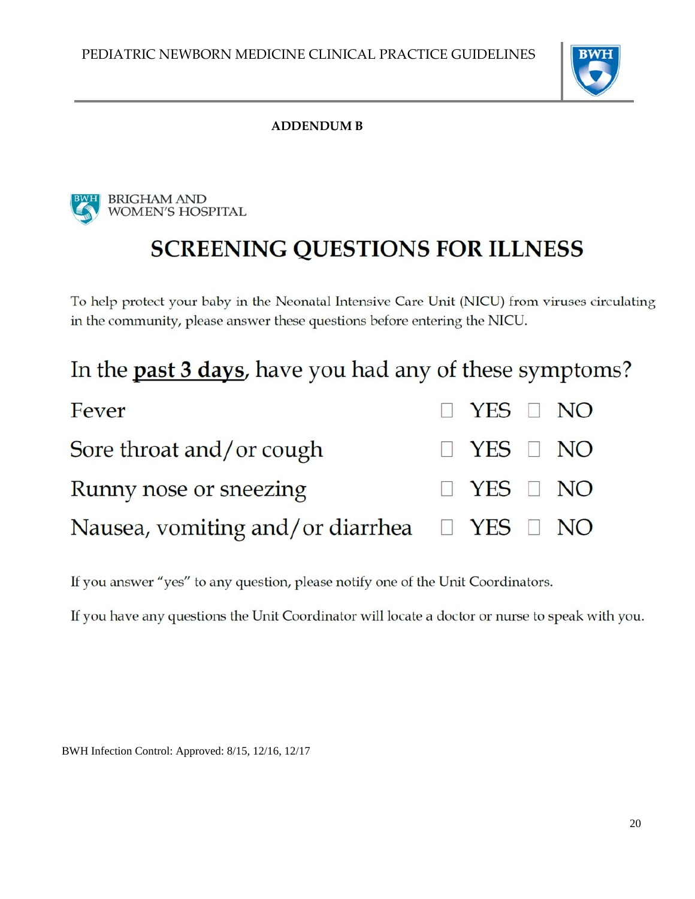**ADDENDUM B**

BRIGHAM AND WOMEN'S HOSPITAL

# SCREENING QUESTIONS FOR ILLNESS

To help protect your baby in the Neonatal Intensive Care Unit (NICU) from viruses circulating in the community, please answer these questions before entering the NICU.

## In the **past 3 days**, have you had any of these symptoms?

| Symptom | | |
|---|---|---|
| Fever | ☐ YES | ☐ NO |
| Sore throat and/or cough | ☐ YES | ☐ NO |
| Runny nose or sneezing | ☐ YES | ☐ NO |
| Nausea, vomiting and/or diarrhea | ☐ YES | ☐ NO |

If you answer "yes" to any question, please notify one of the Unit Coordinators.

If you have any questions the Unit Coordinator will locate a doctor or nurse to speak with you.

BWH Infection Control: Approved: 8/15, 12/16, 12/17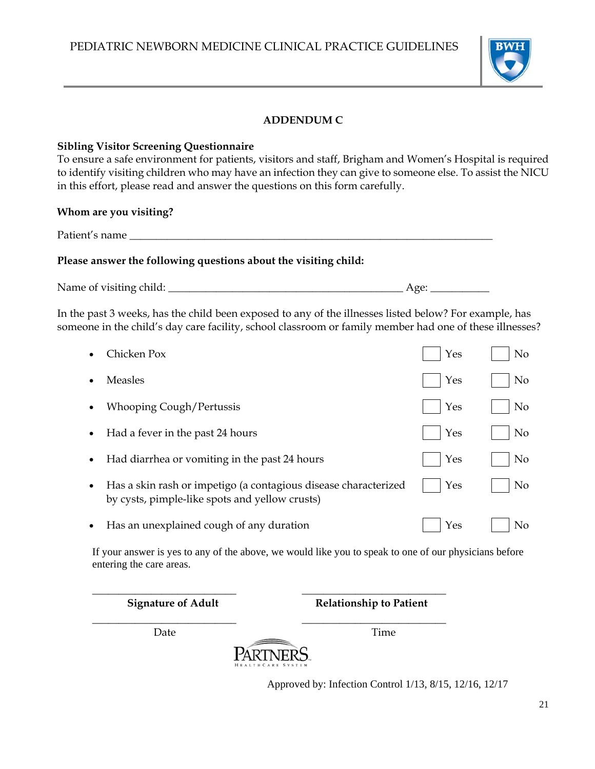## ADDENDUM C

**Sibling Visitor Screening Questionnaire**

To ensure a safe environment for patients, visitors and staff, Brigham and Women's Hospital is required to identify visiting children who may have an infection they can give to someone else. To assist the NICU in this effort, please read and answer the questions on this form carefully.

**Whom are you visiting?**

Patient's name ______________________________________________________________

**Please answer the following questions about the visiting child:**

Name of visiting child: __________________________________________ Age: __________

In the past 3 weeks, has the child been exposed to any of the illnesses listed below? For example, has someone in the child's day care facility, school classroom or family member had one of these illnesses?

| | | |
|---|---|---|
| • Chicken Pox | ☐ Yes | ☐ No |
| • Measles | ☐ Yes | ☐ No |
| • Whooping Cough/Pertussis | ☐ Yes | ☐ No |
| • Had a fever in the past 24 hours | ☐ Yes | ☐ No |
| • Had diarrhea or vomiting in the past 24 hours | ☐ Yes | ☐ No |
| • Has a skin rash or impetigo (a contagious disease characterized by cysts, pimple-like spots and yellow crusts) | ☐ Yes | ☐ No |
| • Has an unexplained cough of any duration | ☐ Yes | ☐ No |

If your answer is yes to any of the above, we would like you to speak to one of our physicians before entering the care areas.

| | |
|---|---|
| ___________________________ | ___________________________ |
| **Signature of Adult** | **Relationship to Patient** |
| ___________________________ | ___________________________ |
| Date | Time |

PARTNERS HEALTHCARE SYSTEM

Approved by: Infection Control 1/13, 8/15, 12/16, 12/17